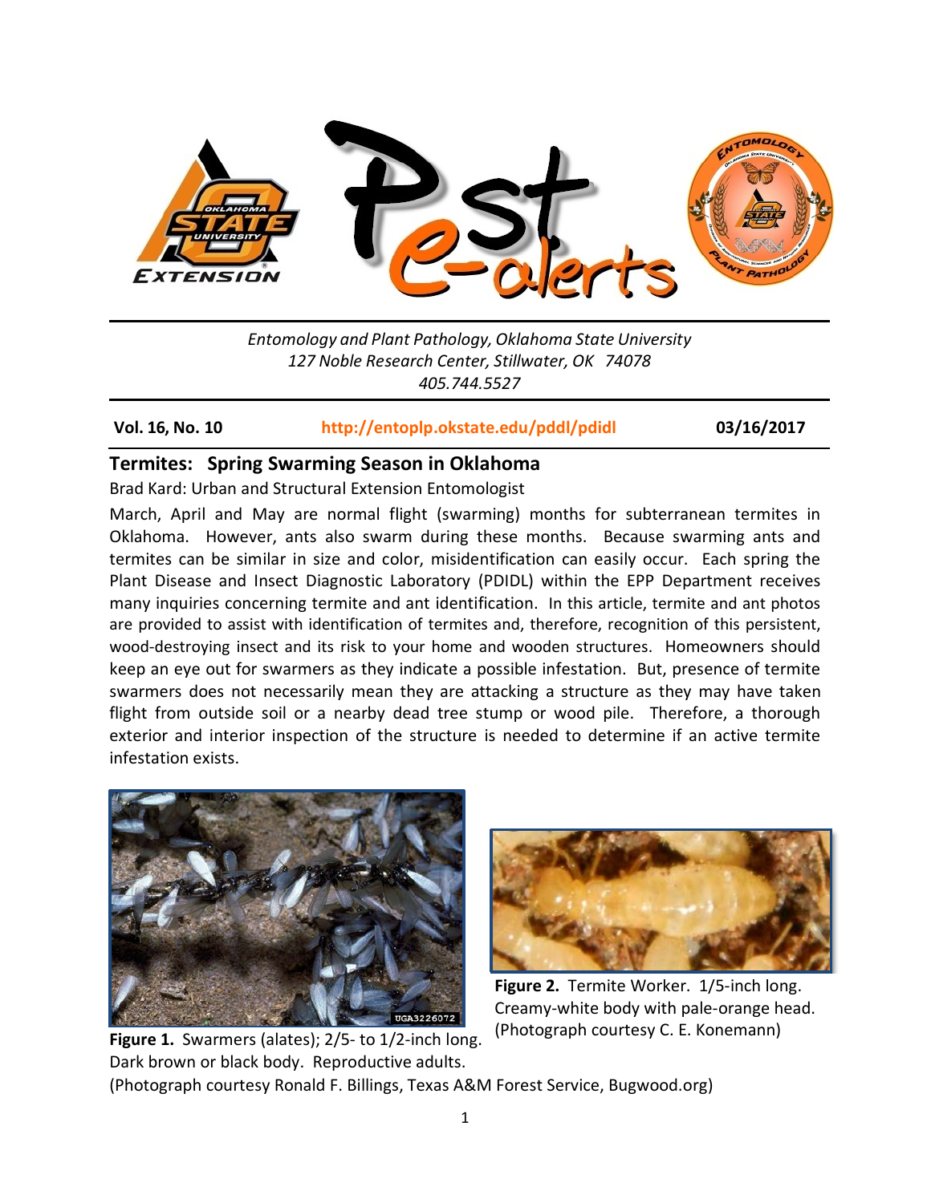*Entomology and Plant Pathology, Oklahoma State University*
*127 Noble Research Center, Stillwater, OK 74078*
*405.744.5527*

**Vol. 16, No. 10** | **http://entoplp.okstate.edu/pddl/pdidl** | **03/16/2017**

## Termites: Spring Swarming Season in Oklahoma

Brad Kard: Urban and Structural Extension Entomologist

March, April and May are normal flight (swarming) months for subterranean termites in Oklahoma. However, ants also swarm during these months. Because swarming ants and termites can be similar in size and color, misidentification can easily occur. Each spring the Plant Disease and Insect Diagnostic Laboratory (PDIDL) within the EPP Department receives many inquiries concerning termite and ant identification. In this article, termite and ant photos are provided to assist with identification of termites and, therefore, recognition of this persistent, wood-destroying insect and its risk to your home and wooden structures. Homeowners should keep an eye out for swarmers as they indicate a possible infestation. But, presence of termite swarmers does not necessarily mean they are attacking a structure as they may have taken flight from outside soil or a nearby dead tree stump or wood pile. Therefore, a thorough exterior and interior inspection of the structure is needed to determine if an active termite infestation exists.

**Figure 1.** Swarmers (alates); 2/5- to 1/2-inch long. Dark brown or black body. Reproductive adults. (Photograph courtesy Ronald F. Billings, Texas A&M Forest Service, Bugwood.org)

**Figure 2.** Termite Worker. 1/5-inch long. Creamy-white body with pale-orange head. (Photograph courtesy C. E. Konemann)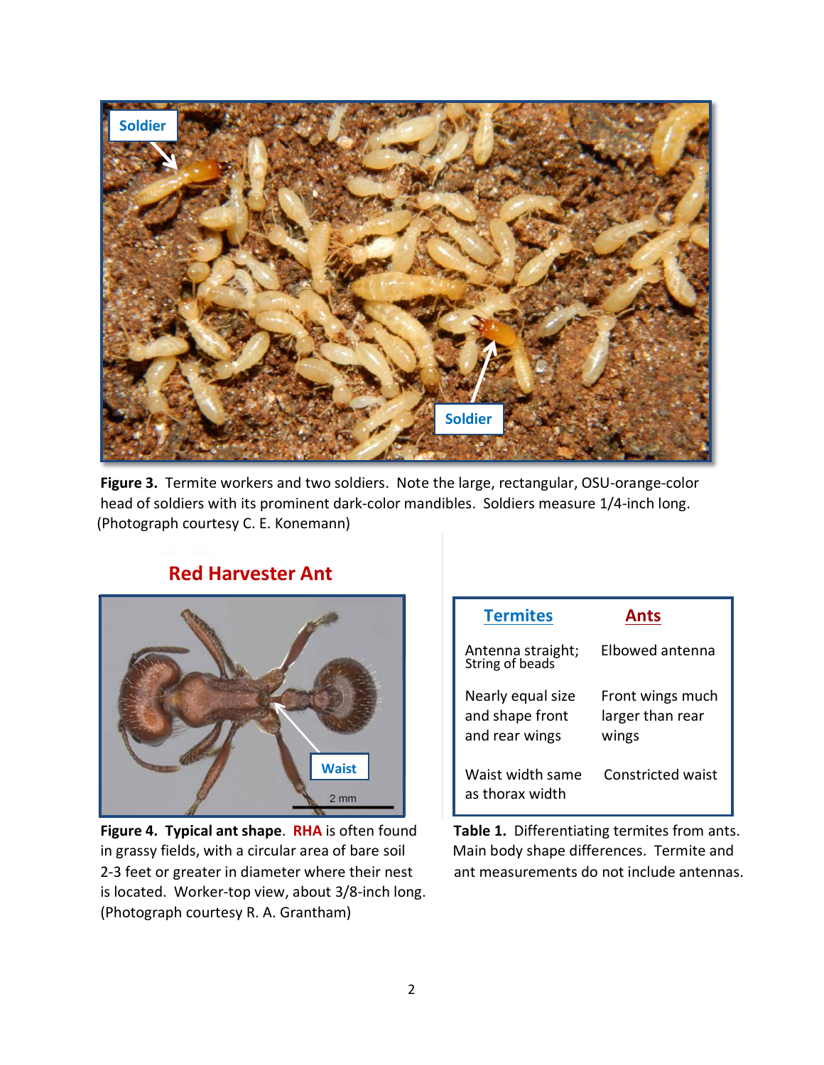**Figure 3.** Termite workers and two soldiers. Note the large, rectangular, OSU-orange-color head of soldiers with its prominent dark-color mandibles. Soldiers measure 1/4-inch long. (Photograph courtesy C. E. Konemann)

## Red Harvester Ant

**Figure 4. Typical ant shape**. **RHA** is often found in grassy fields, with a circular area of bare soil 2-3 feet or greater in diameter where their nest is located. Worker-top view, about 3/8-inch long. (Photograph courtesy R. A. Grantham)

| Termites | Ants |
| --- | --- |
| Antenna straight; String of beads | Elbowed antenna |
| Nearly equal size and shape front and rear wings | Front wings much larger than rear wings |
| Waist width same as thorax width | Constricted waist |

**Table 1.** Differentiating termites from ants. Main body shape differences. Termite and ant measurements do not include antennas.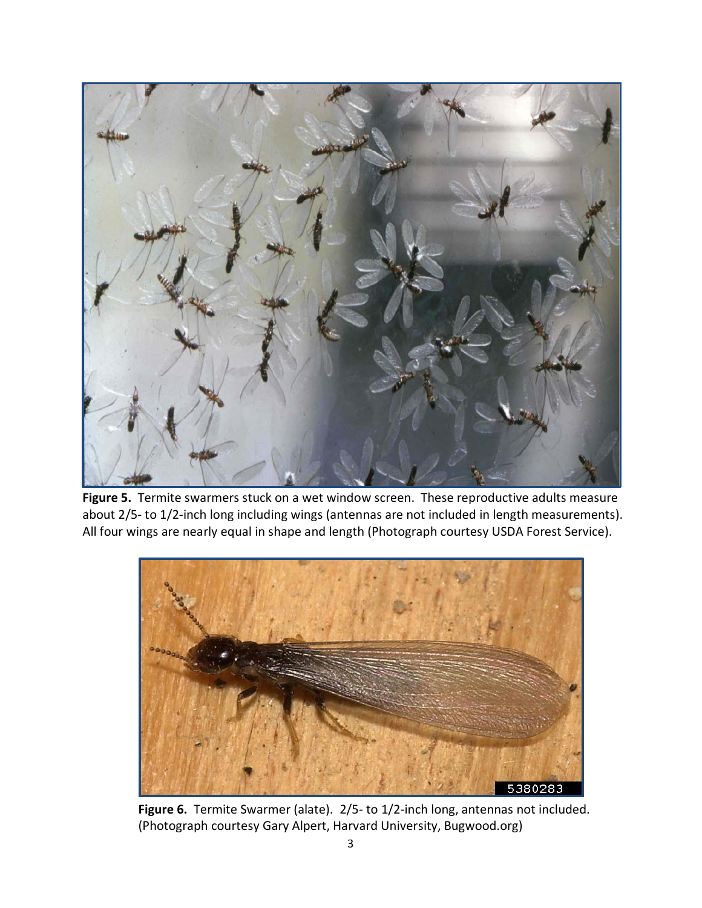**Figure 5.** Termite swarmers stuck on a wet window screen. These reproductive adults measure about 2/5- to 1/2-inch long including wings (antennas are not included in length measurements). All four wings are nearly equal in shape and length (Photograph courtesy USDA Forest Service).

**Figure 6.** Termite Swarmer (alate). 2/5- to 1/2-inch long, antennas not included. (Photograph courtesy Gary Alpert, Harvard University, Bugwood.org)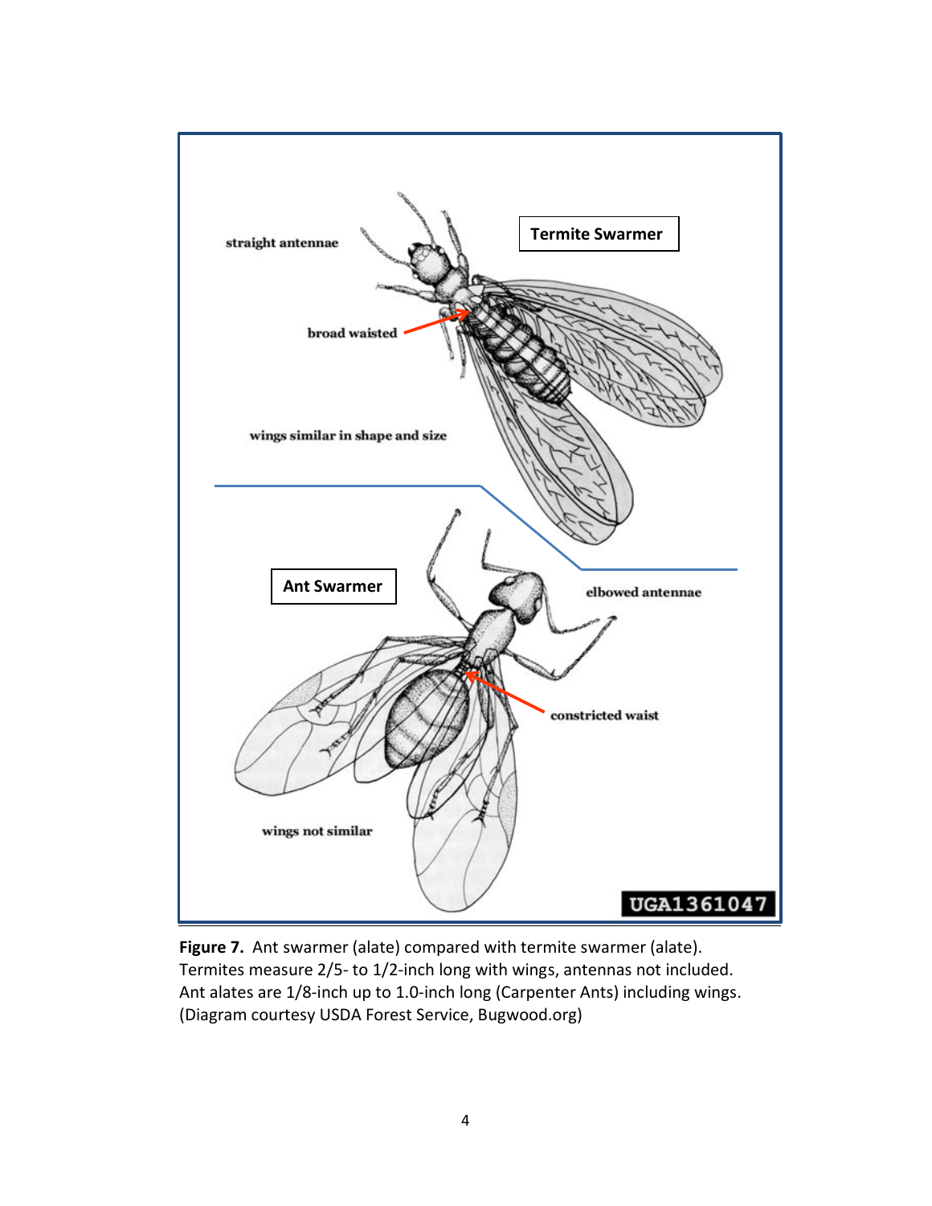**Figure 7.** Ant swarmer (alate) compared with termite swarmer (alate). Termites measure 2/5- to 1/2-inch long with wings, antennas not included. Ant alates are 1/8-inch up to 1.0-inch long (Carpenter Ants) including wings. (Diagram courtesy USDA Forest Service, Bugwood.org)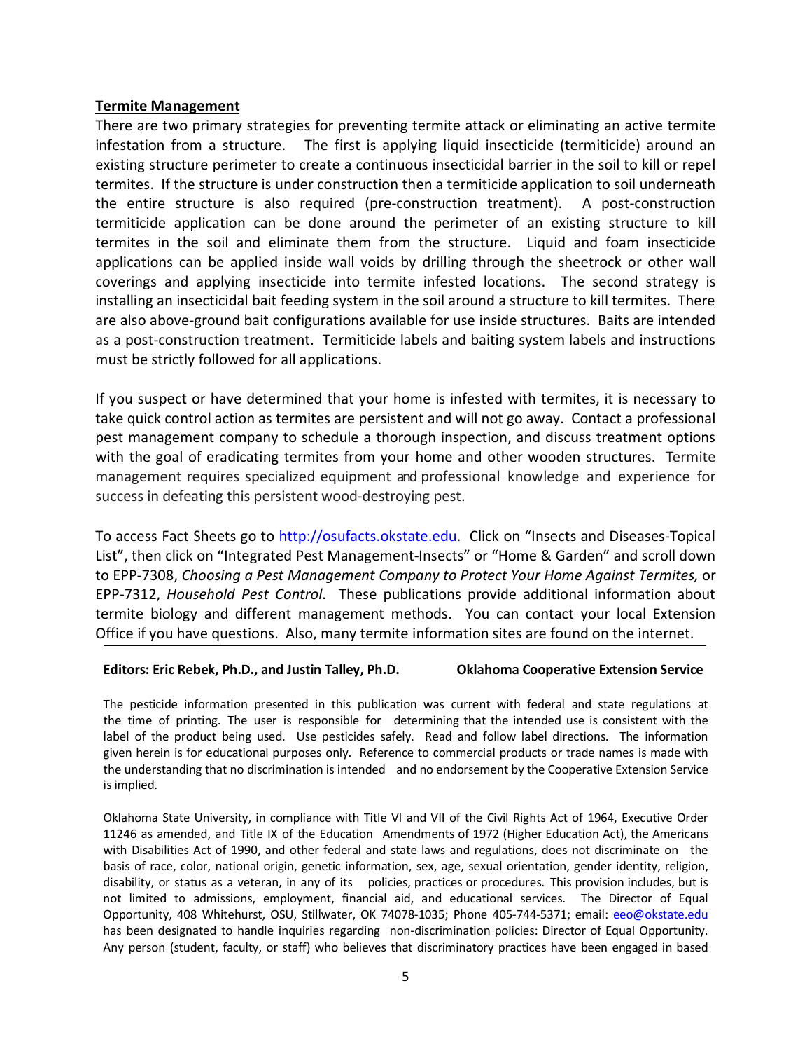**Termite Management**

There are two primary strategies for preventing termite attack or eliminating an active termite infestation from a structure. The first is applying liquid insecticide (termiticide) around an existing structure perimeter to create a continuous insecticidal barrier in the soil to kill or repel termites. If the structure is under construction then a termiticide application to soil underneath the entire structure is also required (pre-construction treatment). A post-construction termiticide application can be done around the perimeter of an existing structure to kill termites in the soil and eliminate them from the structure. Liquid and foam insecticide applications can be applied inside wall voids by drilling through the sheetrock or other wall coverings and applying insecticide into termite infested locations. The second strategy is installing an insecticidal bait feeding system in the soil around a structure to kill termites. There are also above-ground bait configurations available for use inside structures. Baits are intended as a post-construction treatment. Termiticide labels and baiting system labels and instructions must be strictly followed for all applications.

If you suspect or have determined that your home is infested with termites, it is necessary to take quick control action as termites are persistent and will not go away. Contact a professional pest management company to schedule a thorough inspection, and discuss treatment options with the goal of eradicating termites from your home and other wooden structures. Termite management requires specialized equipment and professional knowledge and experience for success in defeating this persistent wood-destroying pest.

To access Fact Sheets go to http://osufacts.okstate.edu. Click on "Insects and Diseases-Topical List", then click on "Integrated Pest Management-Insects" or "Home & Garden" and scroll down to EPP-7308, *Choosing a Pest Management Company to Protect Your Home Against Termites,* or EPP-7312, *Household Pest Control*. These publications provide additional information about termite biology and different management methods. You can contact your local Extension Office if you have questions. Also, many termite information sites are found on the internet.

---

**Editors: Eric Rebek, Ph.D., and Justin Talley, Ph.D.** **Oklahoma Cooperative Extension Service**

The pesticide information presented in this publication was current with federal and state regulations at the time of printing. The user is responsible for determining that the intended use is consistent with the label of the product being used. Use pesticides safely. Read and follow label directions. The information given herein is for educational purposes only. Reference to commercial products or trade names is made with the understanding that no discrimination is intended and no endorsement by the Cooperative Extension Service is implied.

Oklahoma State University, in compliance with Title VI and VII of the Civil Rights Act of 1964, Executive Order 11246 as amended, and Title IX of the Education Amendments of 1972 (Higher Education Act), the Americans with Disabilities Act of 1990, and other federal and state laws and regulations, does not discriminate on the basis of race, color, national origin, genetic information, sex, age, sexual orientation, gender identity, religion, disability, or status as a veteran, in any of its policies, practices or procedures. This provision includes, but is not limited to admissions, employment, financial aid, and educational services. The Director of Equal Opportunity, 408 Whitehurst, OSU, Stillwater, OK 74078-1035; Phone 405-744-5371; email: eeo@okstate.edu has been designated to handle inquiries regarding non-discrimination policies: Director of Equal Opportunity. Any person (student, faculty, or staff) who believes that discriminatory practices have been engaged in based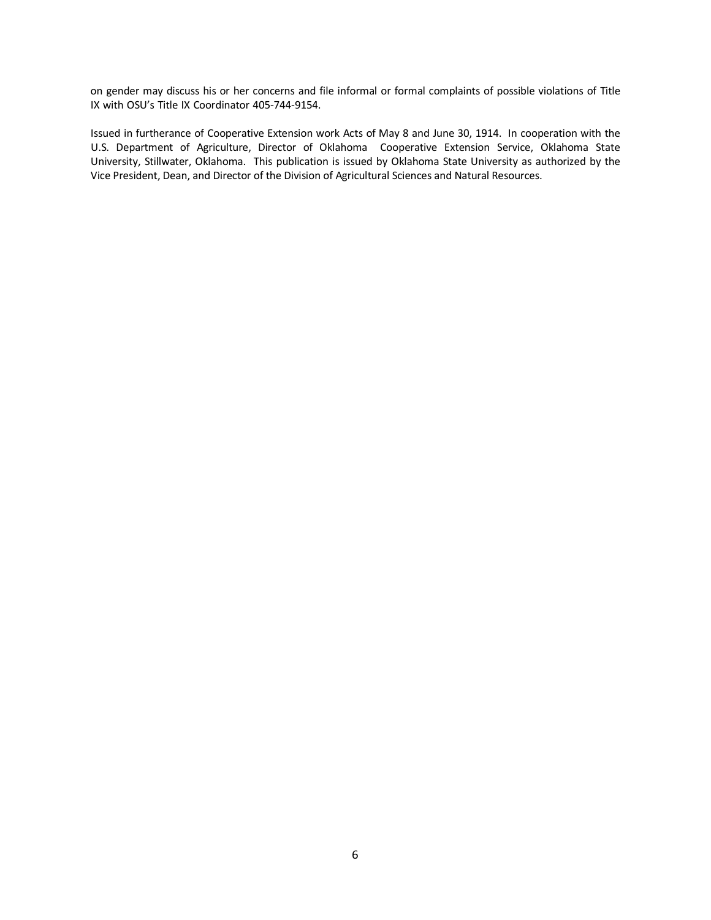on gender may discuss his or her concerns and file informal or formal complaints of possible violations of Title IX with OSU's Title IX Coordinator 405-744-9154.

Issued in furtherance of Cooperative Extension work Acts of May 8 and June 30, 1914. In cooperation with the U.S. Department of Agriculture, Director of Oklahoma Cooperative Extension Service, Oklahoma State University, Stillwater, Oklahoma. This publication is issued by Oklahoma State University as authorized by the Vice President, Dean, and Director of the Division of Agricultural Sciences and Natural Resources.